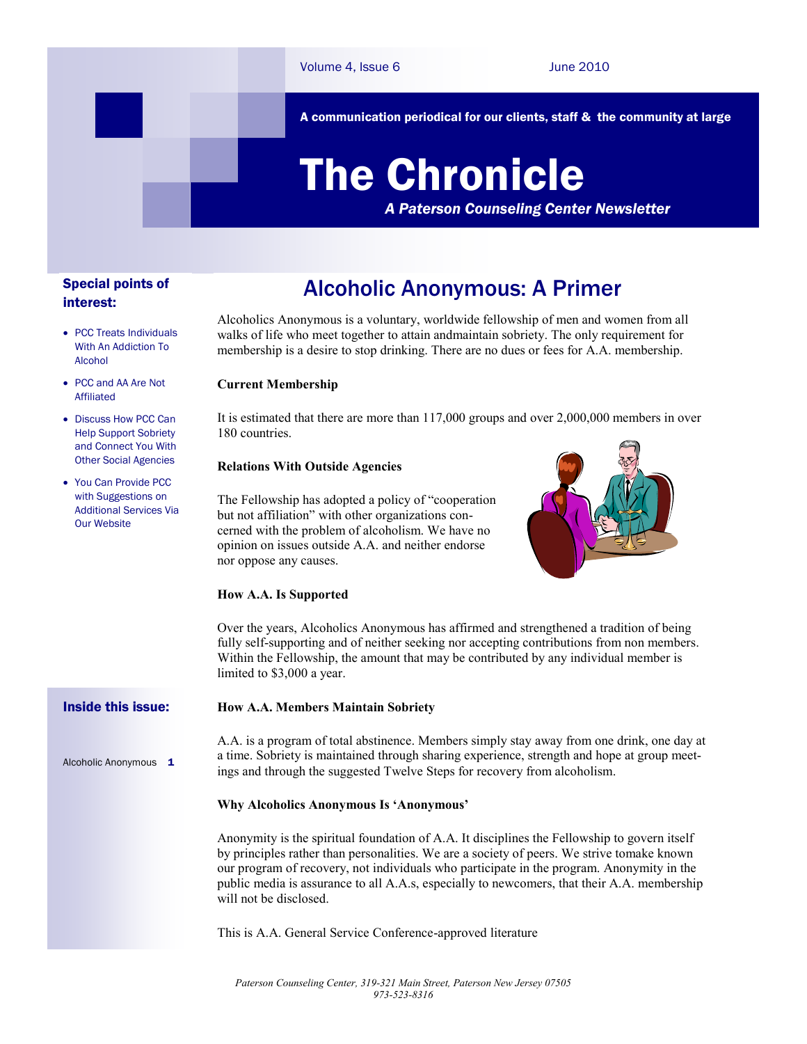# The Chronicle

**A communication periodical for our clients, staff & the community at large**

*A Paterson Counseling Center Newsletter*

Volume 4, Issue 6 — June 2010

## Alcoholic Anonymous: A Primer

Alcoholics Anonymous is a voluntary, worldwide fellowship of men and women from all walks of life who meet together to attain andmaintain sobriety. The only requirement for membership is a desire to stop drinking. There are no dues or fees for A.A. membership.

**Current Membership**

It is estimated that there are more than 117,000 groups and over 2,000,000 members in over 180 countries.

**Relations With Outside Agencies**

The Fellowship has adopted a policy of "cooperation but not affiliation" with other organizations concerned with the problem of alcoholism. We have no opinion on issues outside A.A. and neither endorse nor oppose any causes.

**How A.A. Is Supported**

Over the years, Alcoholics Anonymous has affirmed and strengthened a tradition of being fully self-supporting and of neither seeking nor accepting contributions from non members. Within the Fellowship, the amount that may be contributed by any individual member is limited to $3,000 a year.

**How A.A. Members Maintain Sobriety**

A.A. is a program of total abstinence. Members simply stay away from one drink, one day at a time. Sobriety is maintained through sharing experience, strength and hope at group meetings and through the suggested Twelve Steps for recovery from alcoholism.

**Why Alcoholics Anonymous Is 'Anonymous'**

Anonymity is the spiritual foundation of A.A. It disciplines the Fellowship to govern itself by principles rather than personalities. We are a society of peers. We strive tomake known our program of recovery, not individuals who participate in the program. Anonymity in the public media is assurance to all A.A.s, especially to newcomers, that their A.A. membership will not be disclosed.

This is A.A. General Service Conference-approved literature

### Special points of interest:

- PCC Treats Individuals With An Addiction To Alcohol
- PCC and AA Are Not Affiliated
- Discuss How PCC Can Help Support Sobriety and Connect You With Other Social Agencies
- You Can Provide PCC with Suggestions on Additional Services Via Our Website

### Inside this issue:

| | |
|---|---|
| Alcoholic Anonymous | 1 |

*Paterson Counseling Center, 319-321 Main Street, Paterson New Jersey 07505*
*973-523-8316*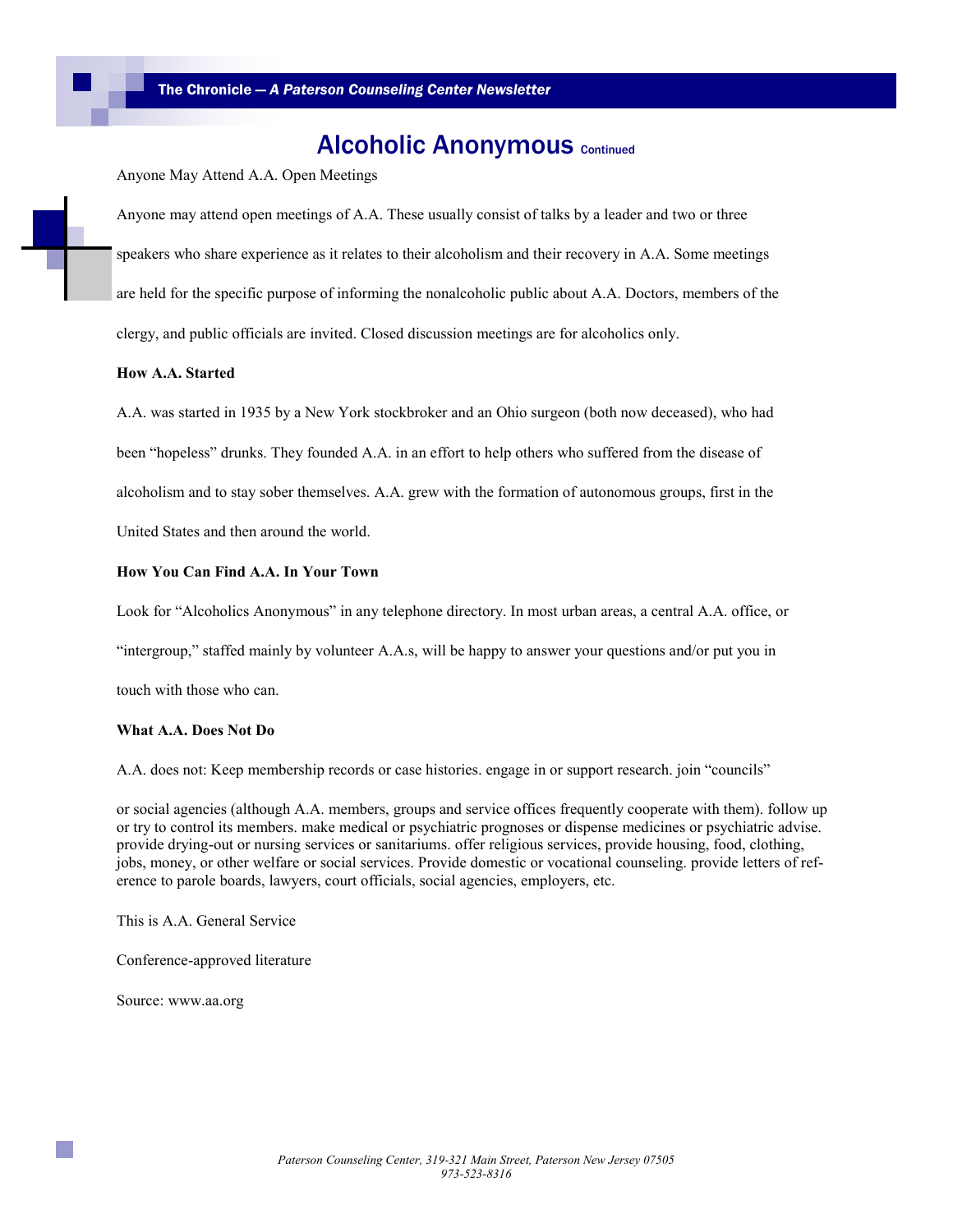# Alcoholic Anonymous Continued

Anyone May Attend A.A. Open Meetings

Anyone may attend open meetings of A.A. These usually consist of talks by a leader and two or three speakers who share experience as it relates to their alcoholism and their recovery in A.A. Some meetings are held for the specific purpose of informing the nonalcoholic public about A.A. Doctors, members of the clergy, and public officials are invited. Closed discussion meetings are for alcoholics only.

**How A.A. Started**

A.A. was started in 1935 by a New York stockbroker and an Ohio surgeon (both now deceased), who had been "hopeless" drunks. They founded A.A. in an effort to help others who suffered from the disease of alcoholism and to stay sober themselves. A.A. grew with the formation of autonomous groups, first in the United States and then around the world.

**How You Can Find A.A. In Your Town**

Look for "Alcoholics Anonymous" in any telephone directory. In most urban areas, a central A.A. office, or "intergroup," staffed mainly by volunteer A.A.s, will be happy to answer your questions and/or put you in touch with those who can.

**What A.A. Does Not Do**

A.A. does not: Keep membership records or case histories. engage in or support research. join "councils" or social agencies (although A.A. members, groups and service offices frequently cooperate with them). follow up or try to control its members. make medical or psychiatric prognoses or dispense medicines or psychiatric advise. provide drying-out or nursing services or sanitariums. offer religious services, provide housing, food, clothing, jobs, money, or other welfare or social services. Provide domestic or vocational counseling. provide letters of reference to parole boards, lawyers, court officials, social agencies, employers, etc.

This is A.A. General Service

Conference-approved literature

Source: www.aa.org